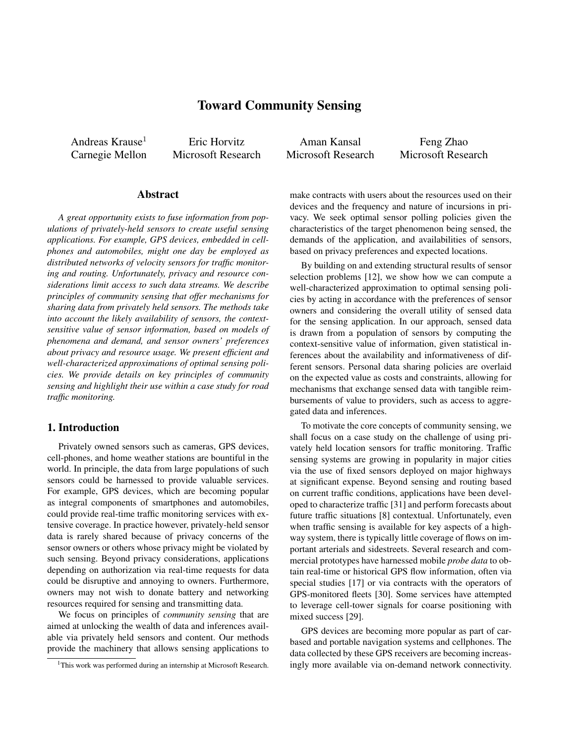# Toward Community Sensing

Andreas Krause[1]
Carnegie Mellon

Eric Horvitz
Microsoft Research

Aman Kansal
Microsoft Research

Feng Zhao
Microsoft Research

## Abstract

*A great opportunity exists to fuse information from populations of privately-held sensors to create useful sensing applications. For example, GPS devices, embedded in cellphones and automobiles, might one day be employed as distributed networks of velocity sensors for traffic monitoring and routing. Unfortunately, privacy and resource considerations limit access to such data streams. We describe principles of community sensing that offer mechanisms for sharing data from privately held sensors. The methods take into account the likely availability of sensors, the context-sensitive value of sensor information, based on models of phenomena and demand, and sensor owners' preferences about privacy and resource usage. We present efficient and well-characterized approximations of optimal sensing policies. We provide details on key principles of community sensing and highlight their use within a case study for road traffic monitoring.*

## 1. Introduction

Privately owned sensors such as cameras, GPS devices, cell-phones, and home weather stations are bountiful in the world. In principle, the data from large populations of such sensors could be harnessed to provide valuable services. For example, GPS devices, which are becoming popular as integral components of smartphones and automobiles, could provide real-time traffic monitoring services with extensive coverage. In practice however, privately-held sensor data is rarely shared because of privacy concerns of the sensor owners or others whose privacy might be violated by such sensing. Beyond privacy considerations, applications depending on authorization via real-time requests for data could be disruptive and annoying to owners. Furthermore, owners may not wish to donate battery and networking resources required for sensing and transmitting data.

We focus on principles of *community sensing* that are aimed at unlocking the wealth of data and inferences available via privately held sensors and content. Our methods provide the machinery that allows sensing applications to make contracts with users about the resources used on their devices and the frequency and nature of incursions in privacy. We seek optimal sensor polling policies given the characteristics of the target phenomenon being sensed, the demands of the application, and availabilities of sensors, based on privacy preferences and expected locations.

By building on and extending structural results of sensor selection problems [12], we show how we can compute a well-characterized approximation to optimal sensing policies by acting in accordance with the preferences of sensor owners and considering the overall utility of sensed data for the sensing application. In our approach, sensed data is drawn from a population of sensors by computing the context-sensitive value of information, given statistical inferences about the availability and informativeness of different sensors. Personal data sharing policies are overlaid on the expected value as costs and constraints, allowing for mechanisms that exchange sensed data with tangible reimbursements of value to providers, such as access to aggregated data and inferences.

To motivate the core concepts of community sensing, we shall focus on a case study on the challenge of using privately held location sensors for traffic monitoring. Traffic sensing systems are growing in popularity in major cities via the use of fixed sensors deployed on major highways at significant expense. Beyond sensing and routing based on current traffic conditions, applications have been developed to characterize traffic [31] and perform forecasts about future traffic situations [8] contextual. Unfortunately, even when traffic sensing is available for key aspects of a highway system, there is typically little coverage of flows on important arterials and sidestreets. Several research and commercial prototypes have harnessed mobile *probe data* to obtain real-time or historical GPS flow information, often via special studies [17] or via contracts with the operators of GPS-monitored fleets [30]. Some services have attempted to leverage cell-tower signals for coarse positioning with mixed success [29].

GPS devices are becoming more popular as part of car-based and portable navigation systems and cellphones. The data collected by these GPS receivers are becoming increasingly more available via on-demand network connectivity.

[1]This work was performed during an internship at Microsoft Research.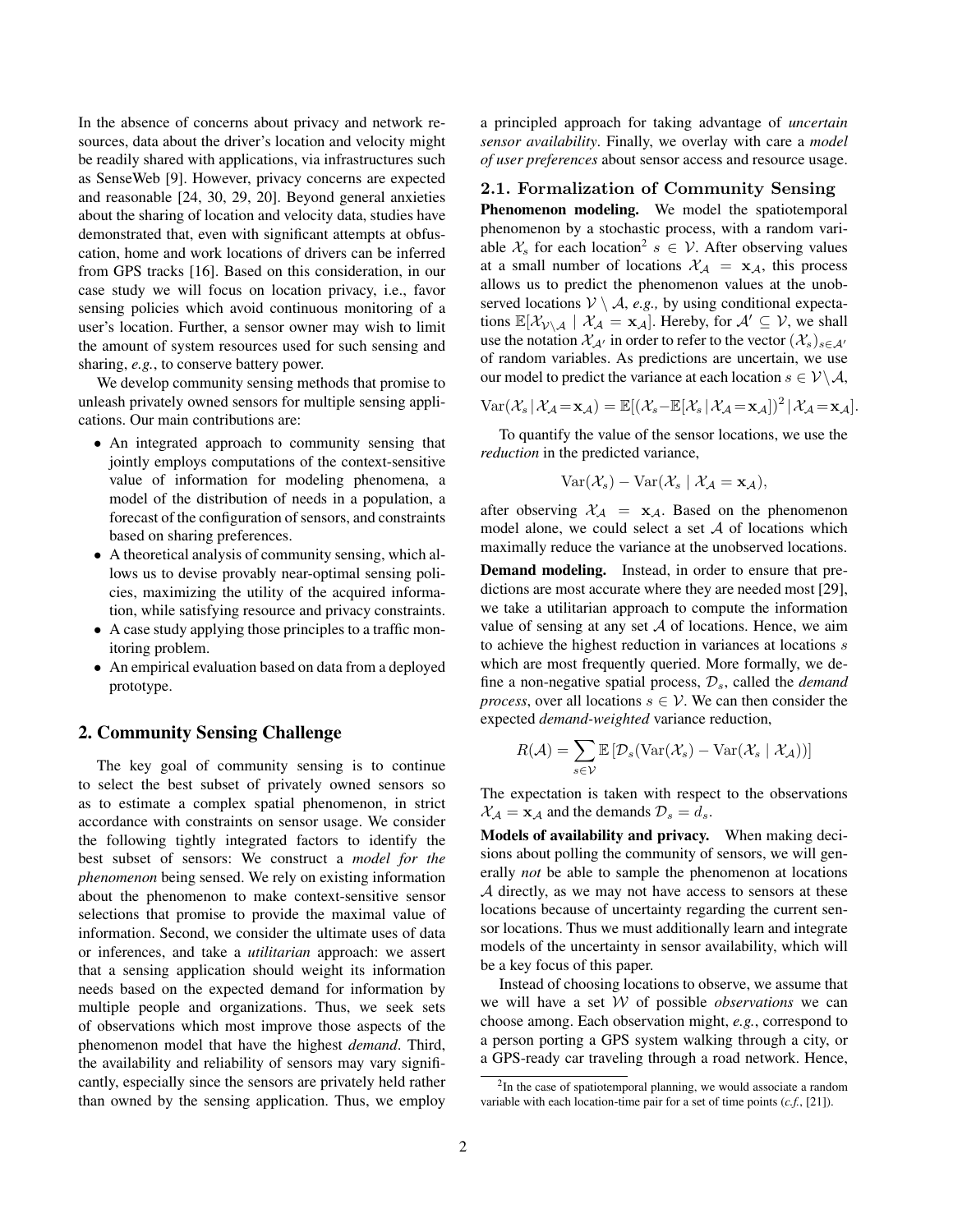In the absence of concerns about privacy and network resources, data about the driver's location and velocity might be readily shared with applications, via infrastructures such as SenseWeb [9]. However, privacy concerns are expected and reasonable [24, 30, 29, 20]. Beyond general anxieties about the sharing of location and velocity data, studies have demonstrated that, even with significant attempts at obfuscation, home and work locations of drivers can be inferred from GPS tracks [16]. Based on this consideration, in our case study we will focus on location privacy, i.e., favor sensing policies which avoid continuous monitoring of a user's location. Further, a sensor owner may wish to limit the amount of system resources used for such sensing and sharing, *e.g.*, to conserve battery power.

We develop community sensing methods that promise to unleash privately owned sensors for multiple sensing applications. Our main contributions are:

- An integrated approach to community sensing that jointly employs computations of the context-sensitive value of information for modeling phenomena, a model of the distribution of needs in a population, a forecast of the configuration of sensors, and constraints based on sharing preferences.
- A theoretical analysis of community sensing, which allows us to devise provably near-optimal sensing policies, maximizing the utility of the acquired information, while satisfying resource and privacy constraints.
- A case study applying those principles to a traffic monitoring problem.
- An empirical evaluation based on data from a deployed prototype.

## 2. Community Sensing Challenge

The key goal of community sensing is to continue to select the best subset of privately owned sensors so as to estimate a complex spatial phenomenon, in strict accordance with constraints on sensor usage. We consider the following tightly integrated factors to identify the best subset of sensors: We construct a *model for the phenomenon* being sensed. We rely on existing information about the phenomenon to make context-sensitive sensor selections that promise to provide the maximal value of information. Second, we consider the ultimate uses of data or inferences, and take a *utilitarian* approach: we assert that a sensing application should weight its information needs based on the expected demand for information by multiple people and organizations. Thus, we seek sets of observations which most improve those aspects of the phenomenon model that have the highest *demand*. Third, the availability and reliability of sensors may vary significantly, especially since the sensors are privately held rather than owned by the sensing application. Thus, we employ a principled approach for taking advantage of *uncertain sensor availability*. Finally, we overlay with care a *model of user preferences* about sensor access and resource usage.

### 2.1. Formalization of Community Sensing

**Phenomenon modeling.** We model the spatiotemporal phenomenon by a stochastic process, with a random variable $\mathcal{X}_s$ for each location[2] $s \in \mathcal{V}$. After observing values at a small number of locations $\mathcal{X}_\mathcal{A} = \mathbf{x}_\mathcal{A}$, this process allows us to predict the phenomenon values at the unobserved locations $\mathcal{V} \setminus \mathcal{A}$, *e.g.,* by using conditional expectations $\mathbb{E}[\mathcal{X}_{\mathcal{V}\setminus\mathcal{A}} \mid \mathcal{X}_\mathcal{A} = \mathbf{x}_\mathcal{A}]$. Hereby, for $\mathcal{A}' \subseteq \mathcal{V}$, we shall use the notation $\mathcal{X}_{\mathcal{A}'}$ in order to refer to the vector $(\mathcal{X}_s)_{s\in\mathcal{A}'}$ of random variables. As predictions are uncertain, we use our model to predict the variance at each location $s \in \mathcal{V}\setminus\mathcal{A}$,

$$\mathrm{Var}(\mathcal{X}_s \mid \mathcal{X}_\mathcal{A} = \mathbf{x}_\mathcal{A}) = \mathbb{E}[(\mathcal{X}_s - \mathbb{E}[\mathcal{X}_s \mid \mathcal{X}_\mathcal{A} = \mathbf{x}_\mathcal{A}])^2 \mid \mathcal{X}_\mathcal{A} = \mathbf{x}_\mathcal{A}].$$

To quantify the value of the sensor locations, we use the *reduction* in the predicted variance,

$$\mathrm{Var}(\mathcal{X}_s) - \mathrm{Var}(\mathcal{X}_s \mid \mathcal{X}_\mathcal{A} = \mathbf{x}_\mathcal{A}),$$

after observing $\mathcal{X}_\mathcal{A} = \mathbf{x}_\mathcal{A}$. Based on the phenomenon model alone, we could select a set $\mathcal{A}$ of locations which maximally reduce the variance at the unobserved locations.

**Demand modeling.** Instead, in order to ensure that predictions are most accurate where they are needed most [29], we take a utilitarian approach to compute the information value of sensing at any set $\mathcal{A}$ of locations. Hence, we aim to achieve the highest reduction in variances at locations $s$ which are most frequently queried. More formally, we define a non-negative spatial process, $\mathcal{D}_s$, called the *demand process*, over all locations $s \in \mathcal{V}$. We can then consider the expected *demand-weighted* variance reduction,

$$R(\mathcal{A}) = \sum_{s\in\mathcal{V}} \mathbb{E}\left[\mathcal{D}_s(\mathrm{Var}(\mathcal{X}_s) - \mathrm{Var}(\mathcal{X}_s \mid \mathcal{X}_\mathcal{A}))\right]$$

The expectation is taken with respect to the observations $\mathcal{X}_\mathcal{A} = \mathbf{x}_\mathcal{A}$ and the demands $\mathcal{D}_s = d_s$.

**Models of availability and privacy.** When making decisions about polling the community of sensors, we will generally *not* be able to sample the phenomenon at locations $\mathcal{A}$ directly, as we may not have access to sensors at these locations because of uncertainty regarding the current sensor locations. Thus we must additionally learn and integrate models of the uncertainty in sensor availability, which will be a key focus of this paper.

Instead of choosing locations to observe, we assume that we will have a set $\mathcal{W}$ of possible *observations* we can choose among. Each observation might, *e.g.*, correspond to a person porting a GPS system walking through a city, or a GPS-ready car traveling through a road network. Hence,

[2] In the case of spatiotemporal planning, we would associate a random variable with each location-time pair for a set of time points (*c.f.*, [21]).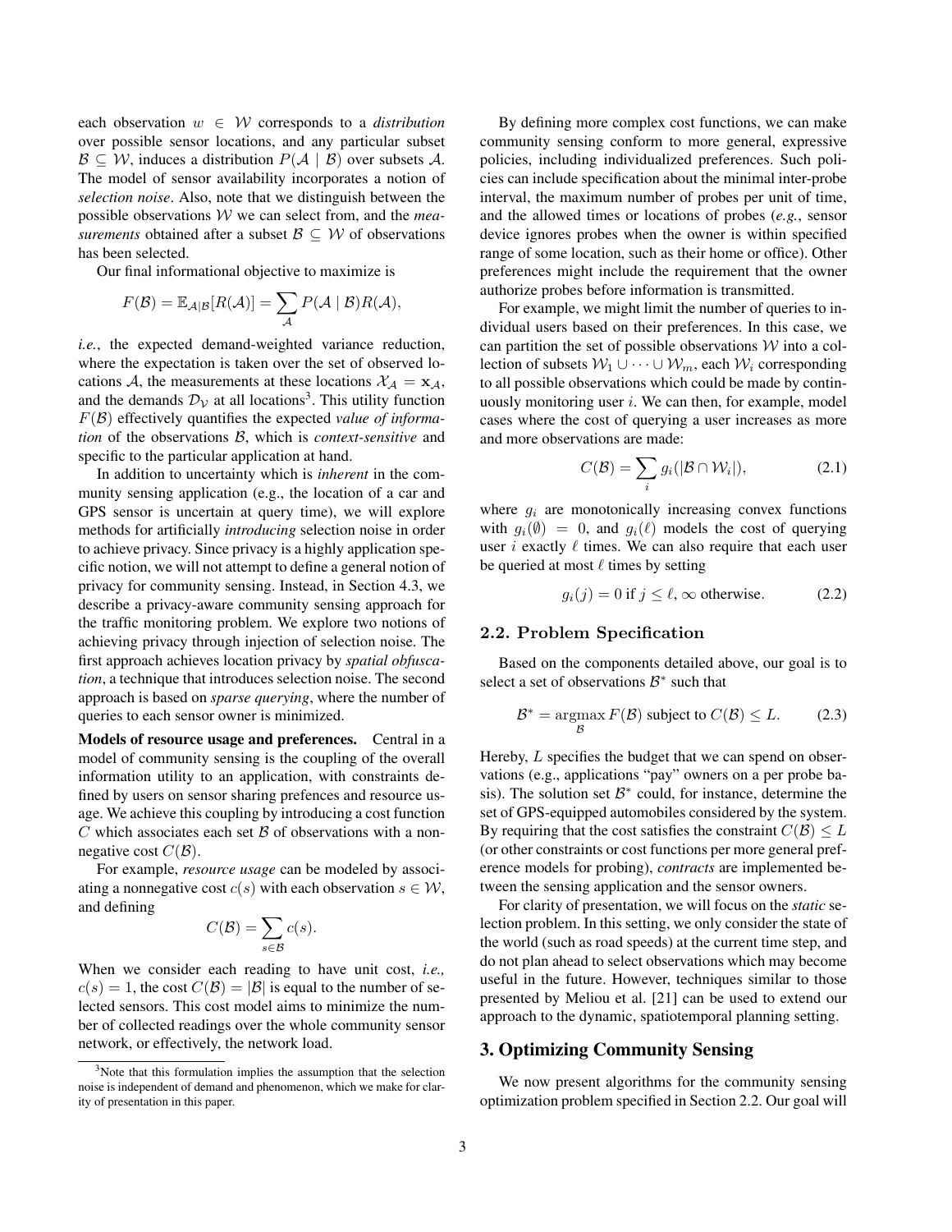each observation $w \in \mathcal{W}$ corresponds to a *distribution* over possible sensor locations, and any particular subset $\mathcal{B} \subseteq \mathcal{W}$, induces a distribution $P(\mathcal{A} \mid \mathcal{B})$ over subsets $\mathcal{A}$. The model of sensor availability incorporates a notion of *selection noise*. Also, note that we distinguish between the possible observations $\mathcal{W}$ we can select from, and the *measurements* obtained after a subset $\mathcal{B} \subseteq \mathcal{W}$ of observations has been selected.

Our final informational objective to maximize is

$$F(\mathcal{B}) = \mathbb{E}_{\mathcal{A}|\mathcal{B}}[R(\mathcal{A})] = \sum_{\mathcal{A}} P(\mathcal{A} \mid \mathcal{B}) R(\mathcal{A}),$$

*i.e.*, the expected demand-weighted variance reduction, where the expectation is taken over the set of observed locations $\mathcal{A}$, the measurements at these locations $\mathcal{X}_{\mathcal{A}} = \mathbf{x}_{\mathcal{A}}$, and the demands $\mathcal{D}_{\mathcal{V}}$ at all locations[3]. This utility function $F(\mathcal{B})$ effectively quantifies the expected *value of information* of the observations $\mathcal{B}$, which is *context-sensitive* and specific to the particular application at hand.

In addition to uncertainty which is *inherent* in the community sensing application (e.g., the location of a car and GPS sensor is uncertain at query time), we will explore methods for artificially *introducing* selection noise in order to achieve privacy. Since privacy is a highly application specific notion, we will not attempt to define a general notion of privacy for community sensing. Instead, in Section 4.3, we describe a privacy-aware community sensing approach for the traffic monitoring problem. We explore two notions of achieving privacy through injection of selection noise. The first approach achieves location privacy by *spatial obfuscation*, a technique that introduces selection noise. The second approach is based on *sparse querying*, where the number of queries to each sensor owner is minimized.

**Models of resource usage and preferences.** Central in a model of community sensing is the coupling of the overall information utility to an application, with constraints defined by users on sensor sharing prefences and resource usage. We achieve this coupling by introducing a cost function $C$ which associates each set $\mathcal{B}$ of observations with a nonnegative cost $C(\mathcal{B})$.

For example, *resource usage* can be modeled by associating a nonnegative cost $c(s)$ with each observation $s \in \mathcal{W}$, and defining

$$C(\mathcal{B}) = \sum_{s \in \mathcal{B}} c(s).$$

When we consider each reading to have unit cost, *i.e.,* $c(s) = 1$, the cost $C(\mathcal{B}) = |\mathcal{B}|$ is equal to the number of selected sensors. This cost model aims to minimize the number of collected readings over the whole community sensor network, or effectively, the network load.

[3] Note that this formulation implies the assumption that the selection noise is independent of demand and phenomenon, which we make for clarity of presentation in this paper.

By defining more complex cost functions, we can make community sensing conform to more general, expressive policies, including individualized preferences. Such policies can include specification about the minimal inter-probe interval, the maximum number of probes per unit of time, and the allowed times or locations of probes (*e.g.*, sensor device ignores probes when the owner is within specified range of some location, such as their home or office). Other preferences might include the requirement that the owner authorize probes before information is transmitted.

For example, we might limit the number of queries to individual users based on their preferences. In this case, we can partition the set of possible observations $\mathcal{W}$ into a collection of subsets $\mathcal{W}_1 \cup \dots \cup \mathcal{W}_m$, each $\mathcal{W}_i$ corresponding to all possible observations which could be made by continuously monitoring user $i$. We can then, for example, model cases where the cost of querying a user increases as more and more observations are made:

$$C(\mathcal{B}) = \sum_i g_i(|\mathcal{B} \cap \mathcal{W}_i|), \tag{2.1}$$

where $g_i$ are monotonically increasing convex functions with $g_i(\emptyset) = 0$, and $g_i(\ell)$ models the cost of querying user $i$ exactly $\ell$ times. We can also require that each user be queried at most $\ell$ times by setting

$$g_i(j) = 0 \text{ if } j \leq \ell, \infty \text{ otherwise.} \tag{2.2}$$

### 2.2. Problem Specification

Based on the components detailed above, our goal is to select a set of observations $\mathcal{B}^*$ such that

$$\mathcal{B}^* = \operatorname*{argmax}_{\mathcal{B}} F(\mathcal{B}) \text{ subject to } C(\mathcal{B}) \leq L. \tag{2.3}$$

Hereby, $L$ specifies the budget that we can spend on observations (e.g., applications "pay" owners on a per probe basis). The solution set $\mathcal{B}^*$ could, for instance, determine the set of GPS-equipped automobiles considered by the system. By requiring that the cost satisfies the constraint $C(\mathcal{B}) \leq L$ (or other constraints or cost functions per more general preference models for probing), *contracts* are implemented between the sensing application and the sensor owners.

For clarity of presentation, we will focus on the *static* selection problem. In this setting, we only consider the state of the world (such as road speeds) at the current time step, and do not plan ahead to select observations which may become useful in the future. However, techniques similar to those presented by Meliou et al. [21] can be used to extend our approach to the dynamic, spatiotemporal planning setting.

## 3. Optimizing Community Sensing

We now present algorithms for the community sensing optimization problem specified in Section 2.2. Our goal will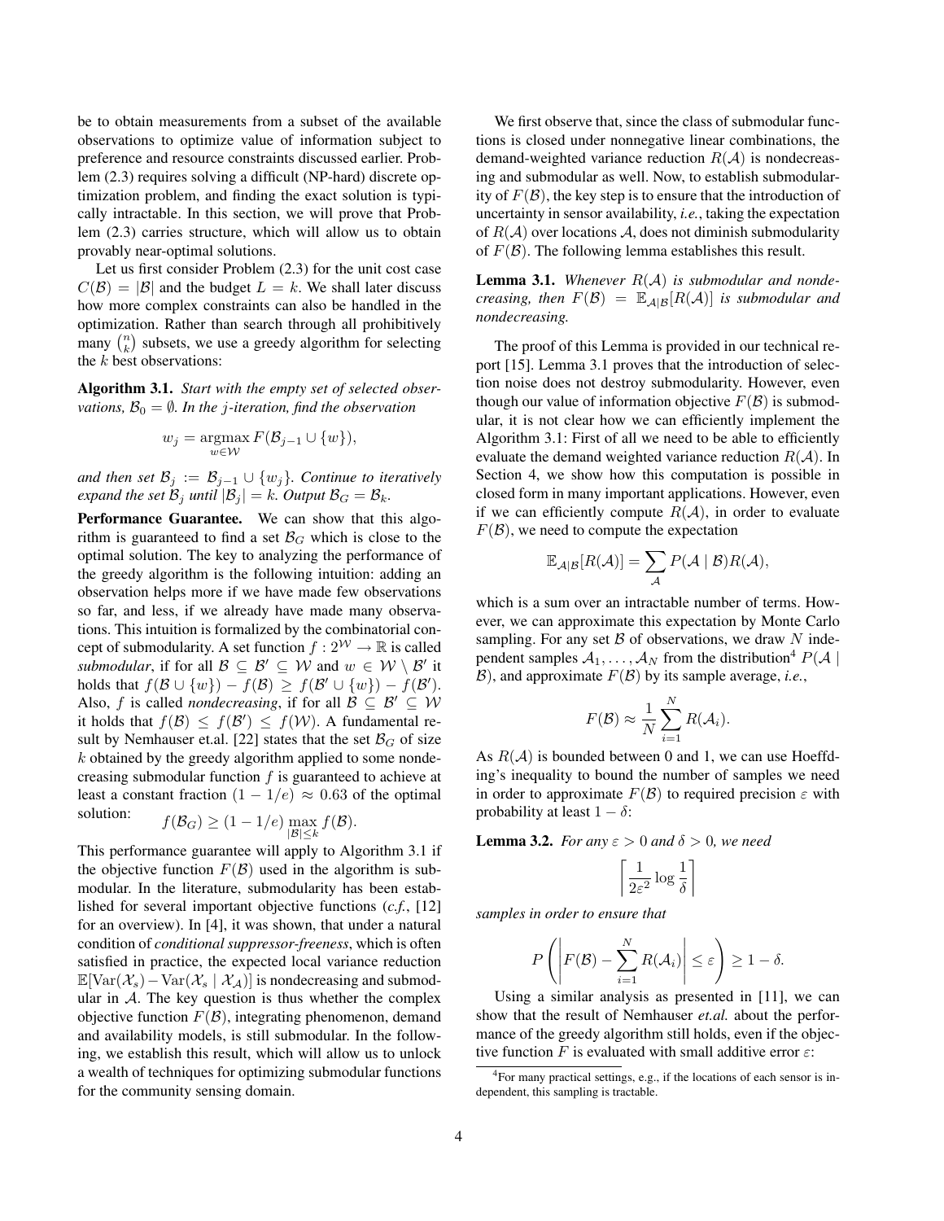be to obtain measurements from a subset of the available observations to optimize value of information subject to preference and resource constraints discussed earlier. Problem (2.3) requires solving a difficult (NP-hard) discrete optimization problem, and finding the exact solution is typically intractable. In this section, we will prove that Problem (2.3) carries structure, which will allow us to obtain provably near-optimal solutions.

Let us first consider Problem (2.3) for the unit cost case $C(\mathcal{B}) = |\mathcal{B}|$ and the budget $L = k$. We shall later discuss how more complex constraints can also be handled in the optimization. Rather than search through all prohibitively many $\binom{n}{k}$ subsets, we use a greedy algorithm for selecting the $k$ best observations:

**Algorithm 3.1.** *Start with the empty set of selected observations, $\mathcal{B}_0 = \emptyset$. In the $j$-iteration, find the observation*

$$w_j = \operatorname*{argmax}_{w \in \mathcal{W}} F(\mathcal{B}_{j-1} \cup \{w\}),$$

*and then set $\mathcal{B}_j := \mathcal{B}_{j-1} \cup \{w_j\}$. Continue to iteratively expand the set $\mathcal{B}_j$ until $|\mathcal{B}_j| = k$. Output $\mathcal{B}_G = \mathcal{B}_k$.*

**Performance Guarantee.** We can show that this algorithm is guaranteed to find a set $\mathcal{B}_G$ which is close to the optimal solution. The key to analyzing the performance of the greedy algorithm is the following intuition: adding an observation helps more if we have made few observations so far, and less, if we already have made many observations. This intuition is formalized by the combinatorial concept of submodularity. A set function $f : 2^{\mathcal{W}} \to \mathbb{R}$ is called *submodular*, if for all $\mathcal{B} \subseteq \mathcal{B}' \subseteq \mathcal{W}$ and $w \in \mathcal{W} \setminus \mathcal{B}'$ it holds that $f(\mathcal{B} \cup \{w\}) - f(\mathcal{B}) \geq f(\mathcal{B}' \cup \{w\}) - f(\mathcal{B}')$. Also, $f$ is called *nondecreasing*, if for all $\mathcal{B} \subseteq \mathcal{B}' \subseteq \mathcal{W}$ it holds that $f(\mathcal{B}) \leq f(\mathcal{B}') \leq f(\mathcal{W})$. A fundamental result by Nemhauser et.al. [22] states that the set $\mathcal{B}_G$ of size $k$ obtained by the greedy algorithm applied to some nondecreasing submodular function $f$ is guaranteed to achieve at least a constant fraction $(1 - 1/e) \approx 0.63$ of the optimal solution:

$$f(\mathcal{B}_G) \geq (1 - 1/e) \max_{|\mathcal{B}| \leq k} f(\mathcal{B}).$$

This performance guarantee will apply to Algorithm 3.1 if the objective function $F(\mathcal{B})$ used in the algorithm is submodular. In the literature, submodularity has been established for several important objective functions (*c.f.*, [12] for an overview). In [4], it was shown, that under a natural condition of *conditional suppressor-freeness*, which is often satisfied in practice, the expected local variance reduction $\mathbb{E}[\mathrm{Var}(\mathcal{X}_s) - \mathrm{Var}(\mathcal{X}_s \mid \mathcal{X}_{\mathcal{A}})]$ is nondecreasing and submodular in $\mathcal{A}$. The key question is thus whether the complex objective function $F(\mathcal{B})$, integrating phenomenon, demand and availability models, is still submodular. In the following, we establish this result, which will allow us to unlock a wealth of techniques for optimizing submodular functions for the community sensing domain.

We first observe that, since the class of submodular functions is closed under nonnegative linear combinations, the demand-weighted variance reduction $R(\mathcal{A})$ is nondecreasing and submodular as well. Now, to establish submodularity of $F(\mathcal{B})$, the key step is to ensure that the introduction of uncertainty in sensor availability, *i.e.*, taking the expectation of $R(\mathcal{A})$ over locations $\mathcal{A}$, does not diminish submodularity of $F(\mathcal{B})$. The following lemma establishes this result.

**Lemma 3.1.** *Whenever $R(\mathcal{A})$ is submodular and nondecreasing, then $F(\mathcal{B}) = \mathbb{E}_{\mathcal{A}|\mathcal{B}}[R(\mathcal{A})]$ is submodular and nondecreasing.*

The proof of this Lemma is provided in our technical report [15]. Lemma 3.1 proves that the introduction of selection noise does not destroy submodularity. However, even though our value of information objective $F(\mathcal{B})$ is submodular, it is not clear how we can efficiently implement the Algorithm 3.1: First of all we need to be able to efficiently evaluate the demand weighted variance reduction $R(\mathcal{A})$. In Section 4, we show how this computation is possible in closed form in many important applications. However, even if we can efficiently compute $R(\mathcal{A})$, in order to evaluate $F(\mathcal{B})$, we need to compute the expectation

$$\mathbb{E}_{\mathcal{A}|\mathcal{B}}[R(\mathcal{A})] = \sum_{\mathcal{A}} P(\mathcal{A} \mid \mathcal{B}) R(\mathcal{A}),$$

which is a sum over an intractable number of terms. However, we can approximate this expectation by Monte Carlo sampling. For any set $\mathcal{B}$ of observations, we draw $N$ independent samples $\mathcal{A}_1, \ldots, \mathcal{A}_N$ from the distribution[4] $P(\mathcal{A} \mid \mathcal{B})$, and approximate $F(\mathcal{B})$ by its sample average, *i.e.*,

$$F(\mathcal{B}) \approx \frac{1}{N} \sum_{i=1}^{N} R(\mathcal{A}_i).$$

As $R(\mathcal{A})$ is bounded between 0 and 1, we can use Hoeffding's inequality to bound the number of samples we need in order to approximate $F(\mathcal{B})$ to required precision $\varepsilon$ with probability at least $1 - \delta$:

**Lemma 3.2.** *For any $\varepsilon > 0$ and $\delta > 0$, we need*

$$\left\lceil \frac{1}{2\varepsilon^2} \log \frac{1}{\delta} \right\rceil$$

*samples in order to ensure that*

$$P\left( \left| F(\mathcal{B}) - \sum_{i=1}^{N} R(\mathcal{A}_i) \right| \leq \varepsilon \right) \geq 1 - \delta.$$

Using a similar analysis as presented in [11], we can show that the result of Nemhauser *et.al.* about the performance of the greedy algorithm still holds, even if the objective function $F$ is evaluated with small additive error $\varepsilon$:

[4] For many practical settings, e.g., if the locations of each sensor is independent, this sampling is tractable.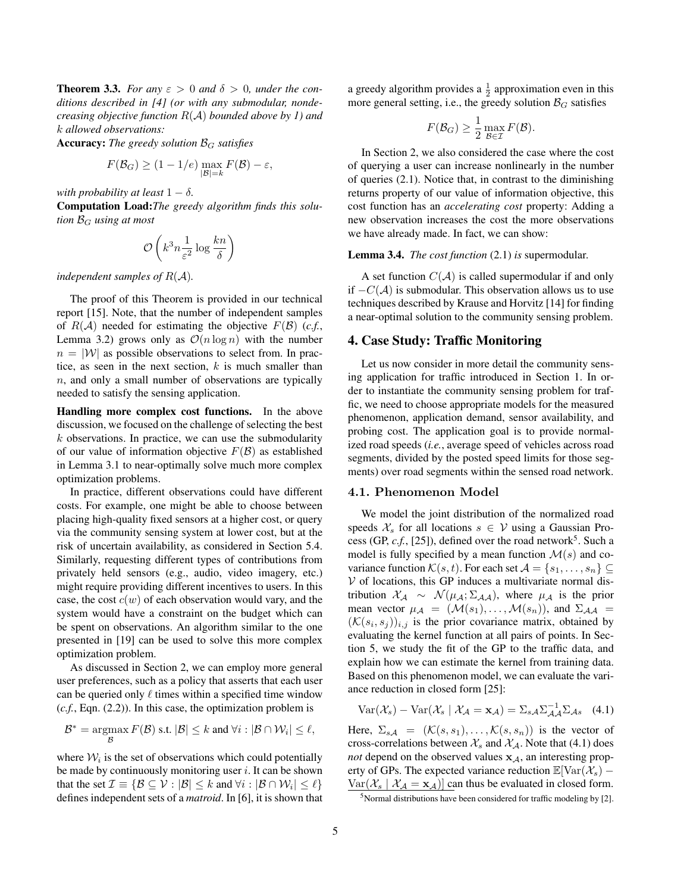**Theorem 3.3.** *For any $\varepsilon > 0$ and $\delta > 0$, under the conditions described in [4] (or with any submodular, nondecreasing objective function $R(\mathcal{A})$ bounded above by 1) and $k$ allowed observations:*

**Accuracy:** *The greedy solution $\mathcal{B}_G$ satisfies*

$$F(\mathcal{B}_G) \geq (1 - 1/e) \max_{|\mathcal{B}|=k} F(\mathcal{B}) - \varepsilon,$$

*with probability at least $1 - \delta$.*

**Computation Load:** *The greedy algorithm finds this solution $\mathcal{B}_G$ using at most*

$$\mathcal{O}\left(k^3 n \frac{1}{\varepsilon^2} \log \frac{kn}{\delta}\right)$$

*independent samples of $R(\mathcal{A})$.*

The proof of this Theorem is provided in our technical report [15]. Note, that the number of independent samples of $R(\mathcal{A})$ needed for estimating the objective $F(\mathcal{B})$ (*c.f.*, Lemma 3.2) grows only as $\mathcal{O}(n \log n)$ with the number $n = |\mathcal{W}|$ as possible observations to select from. In practice, as seen in the next section, $k$ is much smaller than $n$, and only a small number of observations are typically needed to satisfy the sensing application.

**Handling more complex cost functions.** In the above discussion, we focused on the challenge of selecting the best $k$ observations. In practice, we can use the submodularity of our value of information objective $F(\mathcal{B})$ as established in Lemma 3.1 to near-optimally solve much more complex optimization problems.

In practice, different observations could have different costs. For example, one might be able to choose between placing high-quality fixed sensors at a higher cost, or query via the community sensing system at lower cost, but at the risk of uncertain availability, as considered in Section 5.4. Similarly, requesting different types of contributions from privately held sensors (e.g., audio, video imagery, etc.) might require providing different incentives to users. In this case, the cost $c(w)$ of each observation would vary, and the system would have a constraint on the budget which can be spent on observations. An algorithm similar to the one presented in [19] can be used to solve this more complex optimization problem.

As discussed in Section 2, we can employ more general user preferences, such as a policy that asserts that each user can be queried only $\ell$ times within a specified time window (*c.f.*, Eqn. (2.2)). In this case, the optimization problem is

$$\mathcal{B}^* = \operatorname*{argmax}_{\mathcal{B}} F(\mathcal{B}) \text{ s.t. } |\mathcal{B}| \leq k \text{ and } \forall i : |\mathcal{B} \cap \mathcal{W}_i| \leq \ell,$$

where $\mathcal{W}_i$ is the set of observations which could potentially be made by continuously monitoring user $i$. It can be shown that the set $\mathcal{I} \equiv \{\mathcal{B} \subseteq \mathcal{V} : |\mathcal{B}| \leq k \text{ and } \forall i : |\mathcal{B} \cap \mathcal{W}_i| \leq \ell\}$ defines independent sets of a *matroid*. In [6], it is shown that a greedy algorithm provides a $\frac{1}{2}$ approximation even in this more general setting, i.e., the greedy solution $\mathcal{B}_G$ satisfies

$$F(\mathcal{B}_G) \geq \frac{1}{2} \max_{\mathcal{B} \in \mathcal{I}} F(\mathcal{B}).$$

In Section 2, we also considered the case where the cost of querying a user can increase nonlinearly in the number of queries (2.1). Notice that, in contrast to the diminishing returns property of our value of information objective, this cost function has an *accelerating cost* property: Adding a new observation increases the cost the more observations we have already made. In fact, we can show:

**Lemma 3.4.** *The cost function* (2.1) *is* supermodular.

A set function $C(\mathcal{A})$ is called supermodular if and only if $-C(\mathcal{A})$ is submodular. This observation allows us to use techniques described by Krause and Horvitz [14] for finding a near-optimal solution to the community sensing problem.

## 4. Case Study: Traffic Monitoring

Let us now consider in more detail the community sensing application for traffic introduced in Section 1. In order to instantiate the community sensing problem for traffic, we need to choose appropriate models for the measured phenomenon, application demand, sensor availability, and probing cost. The application goal is to provide normalized road speeds (*i.e.*, average speed of vehicles across road segments, divided by the posted speed limits for those segments) over road segments within the sensed road network.

### 4.1. Phenomenon Model

We model the joint distribution of the normalized road speeds $\mathcal{X}_s$ for all locations $s \in \mathcal{V}$ using a Gaussian Process (GP, *c.f.*, [25]), defined over the road network[5]. Such a model is fully specified by a mean function $\mathcal{M}(s)$ and covariance function $\mathcal{K}(s,t)$. For each set $\mathcal{A} = \{s_1, \ldots, s_n\} \subseteq \mathcal{V}$ of locations, this GP induces a multivariate normal distribution $\mathcal{X}_\mathcal{A} \sim \mathcal{N}(\mu_\mathcal{A}; \Sigma_{\mathcal{A}\mathcal{A}})$, where $\mu_\mathcal{A}$ is the prior mean vector $\mu_\mathcal{A} = (\mathcal{M}(s_1), \ldots, \mathcal{M}(s_n))$, and $\Sigma_{\mathcal{A}\mathcal{A}} = (\mathcal{K}(s_i, s_j))_{i,j}$ is the prior covariance matrix, obtained by evaluating the kernel function at all pairs of points. In Section 5, we study the fit of the GP to the traffic data, and explain how we can estimate the kernel from training data. Based on this phenomenon model, we can evaluate the variance reduction in closed form [25]:

$$\mathrm{Var}(\mathcal{X}_s) - \mathrm{Var}(\mathcal{X}_s \mid \mathcal{X}_\mathcal{A} = \mathbf{x}_\mathcal{A}) = \Sigma_{s\mathcal{A}} \Sigma_{\mathcal{A}\mathcal{A}}^{-1} \Sigma_{\mathcal{A}s} \quad (4.1)$$

Here, $\Sigma_{s\mathcal{A}} = (\mathcal{K}(s, s_1), \ldots, \mathcal{K}(s, s_n))$ is the vector of cross-correlations between $\mathcal{X}_s$ and $\mathcal{X}_\mathcal{A}$. Note that (4.1) does *not* depend on the observed values $\mathbf{x}_\mathcal{A}$, an interesting property of GPs. The expected variance reduction $\mathbb{E}[\mathrm{Var}(\mathcal{X}_s) - \mathrm{Var}(\mathcal{X}_s \mid \mathcal{X}_\mathcal{A} = \mathbf{x}_\mathcal{A})]$ can thus be evaluated in closed form.

[5] Normal distributions have been considered for traffic modeling by [2].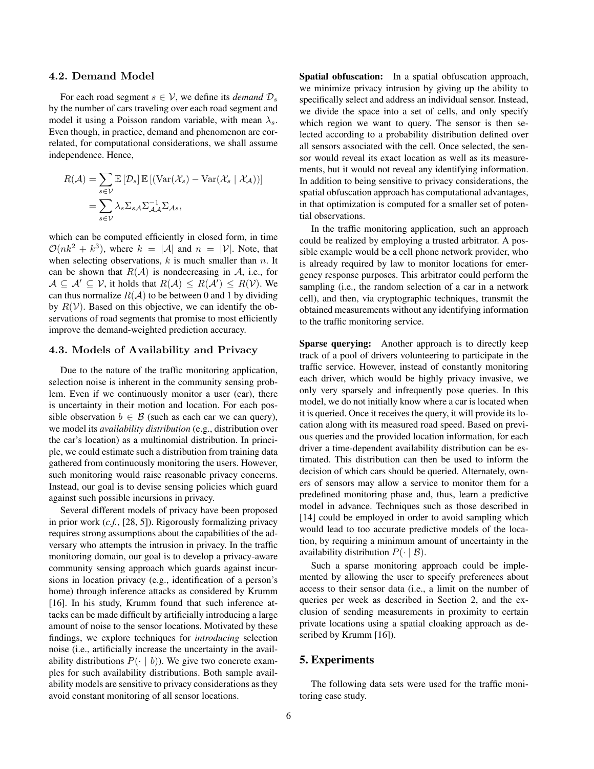### 4.2. Demand Model

For each road segment $s \in \mathcal{V}$, we define its *demand* $\mathcal{D}_s$ by the number of cars traveling over each road segment and model it using a Poisson random variable, with mean $\lambda_s$. Even though, in practice, demand and phenomenon are correlated, for computational considerations, we shall assume independence. Hence,

$$
\begin{aligned}
R(\mathcal{A}) &= \sum_{s \in \mathcal{V}} \mathbb{E}\left[\mathcal{D}_s\right] \mathbb{E}\left[(\mathrm{Var}(\mathcal{X}_s) - \mathrm{Var}(\mathcal{X}_s \mid \mathcal{X}_\mathcal{A}))\right] \\
&= \sum_{s \in \mathcal{V}} \lambda_s \Sigma_{s\mathcal{A}} \Sigma_{\mathcal{A}\mathcal{A}}^{-1} \Sigma_{\mathcal{A}s},
\end{aligned}
$$

which can be computed efficiently in closed form, in time $\mathcal{O}(nk^2 + k^3)$, where $k = |\mathcal{A}|$ and $n = |\mathcal{V}|$. Note, that when selecting observations, $k$ is much smaller than $n$. It can be shown that $R(\mathcal{A})$ is nondecreasing in $\mathcal{A}$, i.e., for $\mathcal{A} \subseteq \mathcal{A}' \subseteq \mathcal{V}$, it holds that $R(\mathcal{A}) \leq R(\mathcal{A}') \leq R(\mathcal{V})$. We can thus normalize $R(\mathcal{A})$ to be between 0 and 1 by dividing by $R(\mathcal{V})$. Based on this objective, we can identify the observations of road segments that promise to most efficiently improve the demand-weighted prediction accuracy.

### 4.3. Models of Availability and Privacy

Due to the nature of the traffic monitoring application, selection noise is inherent in the community sensing problem. Even if we continuously monitor a user (car), there is uncertainty in their motion and location. For each possible observation $b \in \mathcal{B}$ (such as each car we can query), we model its *availability distribution* (e.g., distribution over the car's location) as a multinomial distribution. In principle, we could estimate such a distribution from training data gathered from continuously monitoring the users. However, such monitoring would raise reasonable privacy concerns. Instead, our goal is to devise sensing policies which guard against such possible incursions in privacy.

Several different models of privacy have been proposed in prior work (*c.f.*, [28, 5]). Rigorously formalizing privacy requires strong assumptions about the capabilities of the adversary who attempts the intrusion in privacy. In the traffic monitoring domain, our goal is to develop a privacy-aware community sensing approach which guards against incursions in location privacy (e.g., identification of a person's home) through inference attacks as considered by Krumm [16]. In his study, Krumm found that such inference attacks can be made difficult by artificially introducing a large amount of noise to the sensor locations. Motivated by these findings, we explore techniques for *introducing* selection noise (i.e., artificially increase the uncertainty in the availability distributions $P(\cdot \mid b)$). We give two concrete examples for such availability distributions. Both sample availability models are sensitive to privacy considerations as they avoid constant monitoring of all sensor locations.

**Spatial obfuscation:** In a spatial obfuscation approach, we minimize privacy intrusion by giving up the ability to specifically select and address an individual sensor. Instead, we divide the space into a set of cells, and only specify which region we want to query. The sensor is then selected according to a probability distribution defined over all sensors associated with the cell. Once selected, the sensor would reveal its exact location as well as its measurements, but it would not reveal any identifying information. In addition to being sensitive to privacy considerations, the spatial obfuscation approach has computational advantages, in that optimization is computed for a smaller set of potential observations.

In the traffic monitoring application, such an approach could be realized by employing a trusted arbitrator. A possible example would be a cell phone network provider, who is already required by law to monitor locations for emergency response purposes. This arbitrator could perform the sampling (i.e., the random selection of a car in a network cell), and then, via cryptographic techniques, transmit the obtained measurements without any identifying information to the traffic monitoring service.

**Sparse querying:** Another approach is to directly keep track of a pool of drivers volunteering to participate in the traffic service. However, instead of constantly monitoring each driver, which would be highly privacy invasive, we only very sparsely and infrequently pose queries. In this model, we do not initially know where a car is located when it is queried. Once it receives the query, it will provide its location along with its measured road speed. Based on previous queries and the provided location information, for each driver a time-dependent availability distribution can be estimated. This distribution can then be used to inform the decision of which cars should be queried. Alternately, owners of sensors may allow a service to monitor them for a predefined monitoring phase and, thus, learn a predictive model in advance. Techniques such as those described in [14] could be employed in order to avoid sampling which would lead to too accurate predictive models of the location, by requiring a minimum amount of uncertainty in the availability distribution $P(\cdot \mid \mathcal{B})$.

Such a sparse monitoring approach could be implemented by allowing the user to specify preferences about access to their sensor data (i.e., a limit on the number of queries per week as described in Section 2, and the exclusion of sending measurements in proximity to certain private locations using a spatial cloaking approach as described by Krumm [16]).

## 5. Experiments

The following data sets were used for the traffic monitoring case study.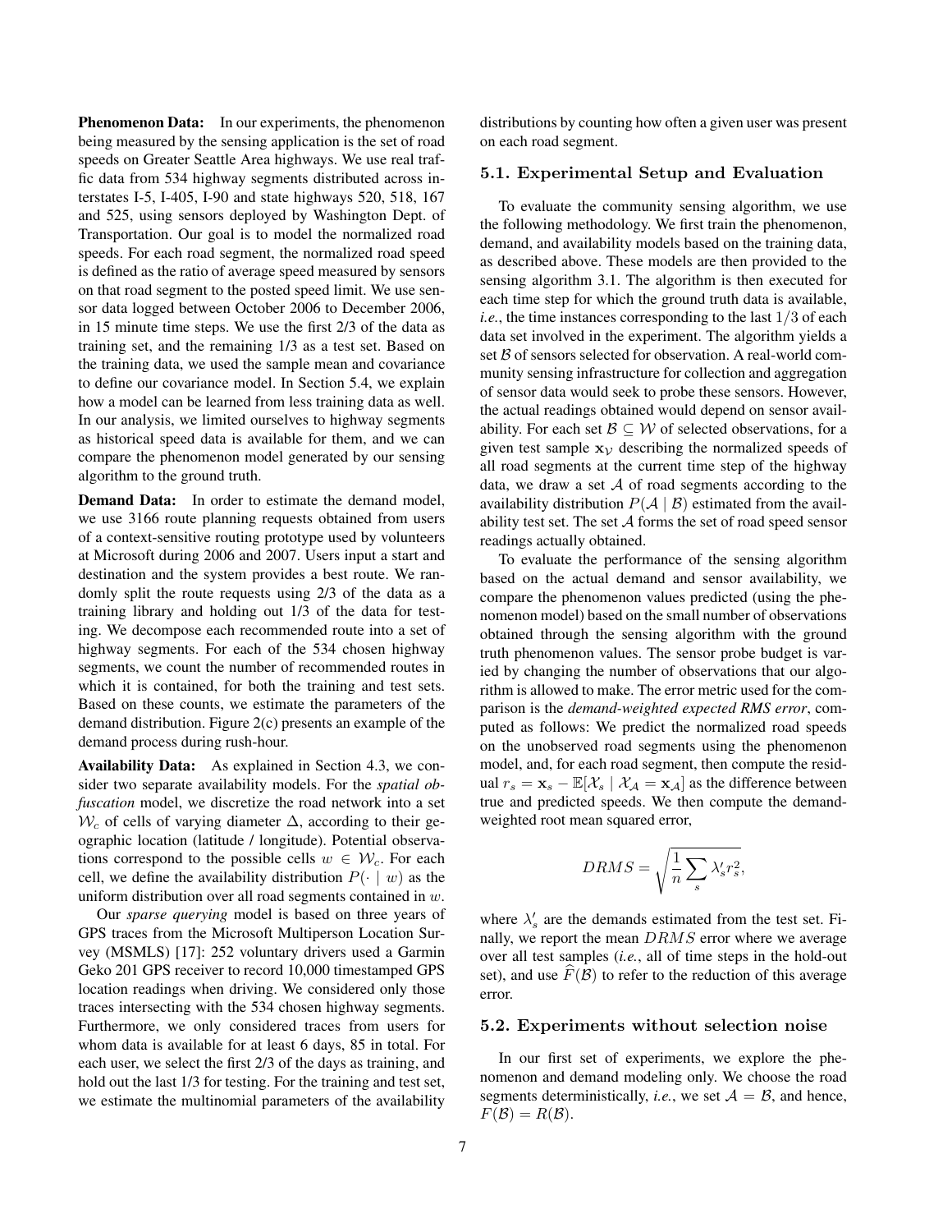**Phenomenon Data:** In our experiments, the phenomenon being measured by the sensing application is the set of road speeds on Greater Seattle Area highways. We use real traffic data from 534 highway segments distributed across interstates I-5, I-405, I-90 and state highways 520, 518, 167 and 525, using sensors deployed by Washington Dept. of Transportation. Our goal is to model the normalized road speeds. For each road segment, the normalized road speed is defined as the ratio of average speed measured by sensors on that road segment to the posted speed limit. We use sensor data logged between October 2006 to December 2006, in 15 minute time steps. We use the first 2/3 of the data as training set, and the remaining 1/3 as a test set. Based on the training data, we used the sample mean and covariance to define our covariance model. In Section 5.4, we explain how a model can be learned from less training data as well. In our analysis, we limited ourselves to highway segments as historical speed data is available for them, and we can compare the phenomenon model generated by our sensing algorithm to the ground truth.

**Demand Data:** In order to estimate the demand model, we use 3166 route planning requests obtained from users of a context-sensitive routing prototype used by volunteers at Microsoft during 2006 and 2007. Users input a start and destination and the system provides a best route. We randomly split the route requests using 2/3 of the data as a training library and holding out 1/3 of the data for testing. We decompose each recommended route into a set of highway segments. For each of the 534 chosen highway segments, we count the number of recommended routes in which it is contained, for both the training and test sets. Based on these counts, we estimate the parameters of the demand distribution. Figure 2(c) presents an example of the demand process during rush-hour.

**Availability Data:** As explained in Section 4.3, we consider two separate availability models. For the *spatial obfuscation* model, we discretize the road network into a set $\mathcal{W}_c$ of cells of varying diameter $\Delta$, according to their geographic location (latitude / longitude). Potential observations correspond to the possible cells $w \in \mathcal{W}_c$. For each cell, we define the availability distribution $P(\cdot \mid w)$ as the uniform distribution over all road segments contained in $w$.

Our *sparse querying* model is based on three years of GPS traces from the Microsoft Multiperson Location Survey (MSMLS) [17]: 252 voluntary drivers used a Garmin Geko 201 GPS receiver to record 10,000 timestamped GPS location readings when driving. We considered only those traces intersecting with the 534 chosen highway segments. Furthermore, we only considered traces from users for whom data is available for at least 6 days, 85 in total. For each user, we select the first 2/3 of the days as training, and hold out the last 1/3 for testing. For the training and test set, we estimate the multinomial parameters of the availability distributions by counting how often a given user was present on each road segment.

## 5.1. Experimental Setup and Evaluation

To evaluate the community sensing algorithm, we use the following methodology. We first train the phenomenon, demand, and availability models based on the training data, as described above. These models are then provided to the sensing algorithm 3.1. The algorithm is then executed for each time step for which the ground truth data is available, *i.e.*, the time instances corresponding to the last $1/3$ of each data set involved in the experiment. The algorithm yields a set $\mathcal{B}$ of sensors selected for observation. A real-world community sensing infrastructure for collection and aggregation of sensor data would seek to probe these sensors. However, the actual readings obtained would depend on sensor availability. For each set $\mathcal{B} \subseteq \mathcal{W}$ of selected observations, for a given test sample $\mathbf{x}_\mathcal{V}$ describing the normalized speeds of all road segments at the current time step of the highway data, we draw a set $\mathcal{A}$ of road segments according to the availability distribution $P(\mathcal{A} \mid \mathcal{B})$ estimated from the availability test set. The set $\mathcal{A}$ forms the set of road speed sensor readings actually obtained.

To evaluate the performance of the sensing algorithm based on the actual demand and sensor availability, we compare the phenomenon values predicted (using the phenomenon model) based on the small number of observations obtained through the sensing algorithm with the ground truth phenomenon values. The sensor probe budget is varied by changing the number of observations that our algorithm is allowed to make. The error metric used for the comparison is the *demand-weighted expected RMS error*, computed as follows: We predict the normalized road speeds on the unobserved road segments using the phenomenon model, and, for each road segment, then compute the residual $r_s = \mathbf{x}_s - \mathbb{E}[\mathcal{X}_s \mid \mathcal{X}_\mathcal{A} = \mathbf{x}_\mathcal{A}]$ as the difference between true and predicted speeds. We then compute the demand-weighted root mean squared error,

$$DRMS = \sqrt{\frac{1}{n} \sum_s \lambda'_s r_s^2},$$

where $\lambda'_s$ are the demands estimated from the test set. Finally, we report the mean $DRMS$ error where we average over all test samples (*i.e.*, all of time steps in the hold-out set), and use $\widehat{F}(\mathcal{B})$ to refer to the reduction of this average error.

## 5.2. Experiments without selection noise

In our first set of experiments, we explore the phenomenon and demand modeling only. We choose the road segments deterministically, *i.e.*, we set $\mathcal{A} = \mathcal{B}$, and hence, $F(\mathcal{B}) = R(\mathcal{B})$.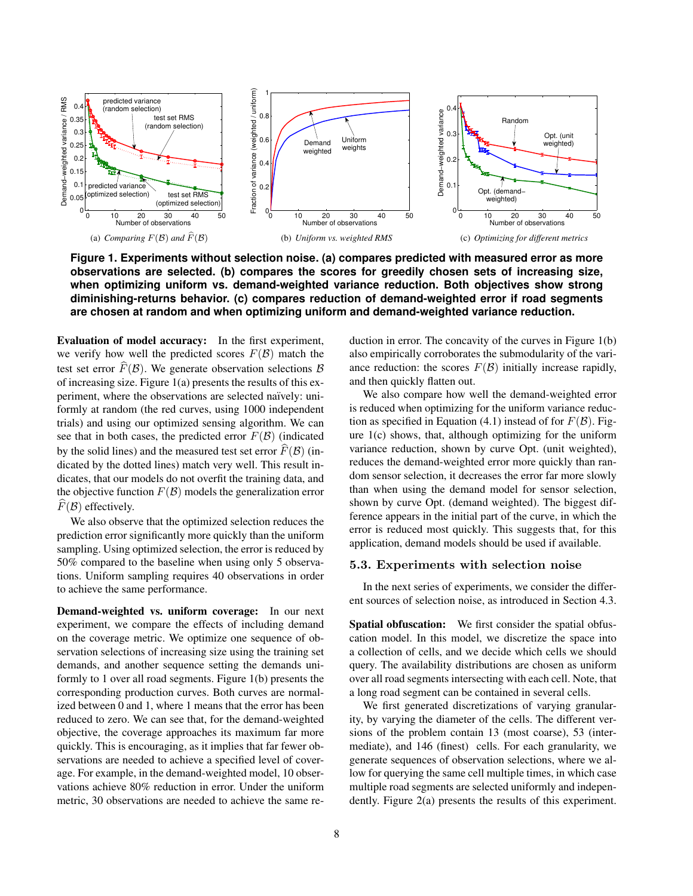predicted variance (random selection)
test set RMS (random selection)
predicted variance (optimized selection)
test set RMS (optimized selection)
Demand–weighted variance / RMS
Number of observations

(a) *Comparing $F(\mathcal{B})$ and $\widehat{F}(\mathcal{B})$*

Fraction of variance (weighted / uniform)
Demand weighted
Uniform weights
Number of observations

(b) *Uniform vs. weighted RMS*

Demand–weighted variance
Random
Opt. (unit weighted)
Opt. (demand–weighted)
Number of observations

(c) *Optimizing for different metrics*

**Figure 1. Experiments without selection noise. (a) compares predicted with measured error as more observations are selected. (b) compares the scores for greedily chosen sets of increasing size, when optimizing uniform vs. demand-weighted variance reduction. Both objectives show strong diminishing-returns behavior. (c) compares reduction of demand-weighted error if road segments are chosen at random and when optimizing uniform and demand-weighted variance reduction.**

**Evaluation of model accuracy:** In the first experiment, we verify how well the predicted scores $F(\mathcal{B})$ match the test set error $\widehat{F}(\mathcal{B})$. We generate observation selections $\mathcal{B}$ of increasing size. Figure 1(a) presents the results of this experiment, where the observations are selected naïvely: uniformly at random (the red curves, using 1000 independent trials) and using our optimized sensing algorithm. We can see that in both cases, the predicted error $F(\mathcal{B})$ (indicated by the solid lines) and the measured test set error $\widehat{F}(\mathcal{B})$ (indicated by the dotted lines) match very well. This result indicates, that our models do not overfit the training data, and the objective function $F(\mathcal{B})$ models the generalization error $\widehat{F}(\mathcal{B})$ effectively.

We also observe that the optimized selection reduces the prediction error significantly more quickly than the uniform sampling. Using optimized selection, the error is reduced by 50% compared to the baseline when using only 5 observations. Uniform sampling requires 40 observations in order to achieve the same performance.

**Demand-weighted vs. uniform coverage:** In our next experiment, we compare the effects of including demand on the coverage metric. We optimize one sequence of observation selections of increasing size using the training set demands, and another sequence setting the demands uniformly to 1 over all road segments. Figure 1(b) presents the corresponding production curves. Both curves are normalized between 0 and 1, where 1 means that the error has been reduced to zero. We can see that, for the demand-weighted objective, the coverage approaches its maximum far more quickly. This is encouraging, as it implies that far fewer observations are needed to achieve a specified level of coverage. For example, in the demand-weighted model, 10 observations achieve 80% reduction in error. Under the uniform metric, 30 observations are needed to achieve the same reduction in error. The concavity of the curves in Figure 1(b) also empirically corroborates the submodularity of the variance reduction: the scores $F(\mathcal{B})$ initially increase rapidly, and then quickly flatten out.

We also compare how well the demand-weighted error is reduced when optimizing for the uniform variance reduction as specified in Equation (4.1) instead of for $F(\mathcal{B})$. Figure 1(c) shows, that, although optimizing for the uniform variance reduction, shown by curve Opt. (unit weighted), reduces the demand-weighted error more quickly than random sensor selection, it decreases the error far more slowly than when using the demand model for sensor selection, shown by curve Opt. (demand weighted). The biggest difference appears in the initial part of the curve, in which the error is reduced most quickly. This suggests that, for this application, demand models should be used if available.

### 5.3. Experiments with selection noise

In the next series of experiments, we consider the different sources of selection noise, as introduced in Section 4.3.

**Spatial obfuscation:** We first consider the spatial obfuscation model. In this model, we discretize the space into a collection of cells, and we decide which cells we should query. The availability distributions are chosen as uniform over all road segments intersecting with each cell. Note, that a long road segment can be contained in several cells.

We first generated discretizations of varying granularity, by varying the diameter of the cells. The different versions of the problem contain 13 (most coarse), 53 (intermediate), and 146 (finest) cells. For each granularity, we generate sequences of observation selections, where we allow for querying the same cell multiple times, in which case multiple road segments are selected uniformly and independently. Figure 2(a) presents the results of this experiment.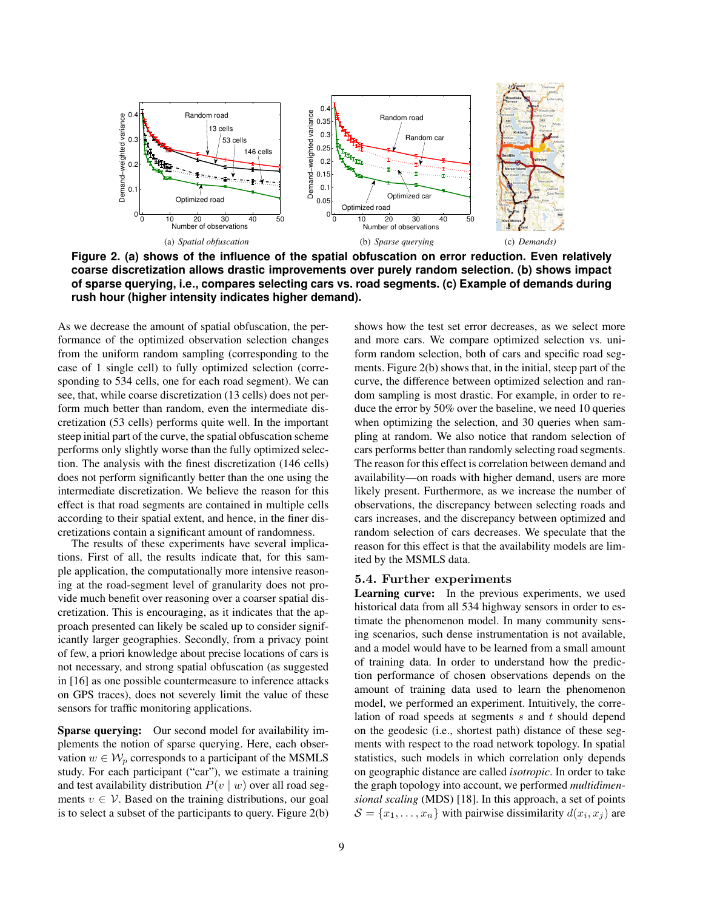Random road

13 cells

53 cells

146 cells

Optimized road

Demand-weighted variance

Number of observations

0 10 20 30 40 50

0 0.1 0.2 0.3 0.4

(a) *Spatial obfuscation*

Random road

Random car

Optimized car

Optimized road

Demand-weighted variance

Number of observations

0 10 20 30 40 50

0 0.05 0.1 0.15 0.2 0.25 0.3 0.35 0.4

(b) *Sparse querying*

(c) *Demands)*

**Figure 2. (a) shows of the influence of the spatial obfuscation on error reduction. Even relatively coarse discretization allows drastic improvements over purely random selection. (b) shows impact of sparse querying, i.e., compares selecting cars vs. road segments. (c) Example of demands during rush hour (higher intensity indicates higher demand).**

As we decrease the amount of spatial obfuscation, the performance of the optimized observation selection changes from the uniform random sampling (corresponding to the case of 1 single cell) to fully optimized selection (corresponding to 534 cells, one for each road segment). We can see, that, while coarse discretization (13 cells) does not perform much better than random, even the intermediate discretization (53 cells) performs quite well. In the important steep initial part of the curve, the spatial obfuscation scheme performs only slightly worse than the fully optimized selection. The analysis with the finest discretization (146 cells) does not perform significantly better than the one using the intermediate discretization. We believe the reason for this effect is that road segments are contained in multiple cells according to their spatial extent, and hence, in the finer discretizations contain a significant amount of randomness.

The results of these experiments have several implications. First of all, the results indicate that, for this sample application, the computationally more intensive reasoning at the road-segment level of granularity does not provide much benefit over reasoning over a coarser spatial discretization. This is encouraging, as it indicates that the approach presented can likely be scaled up to consider significantly larger geographies. Secondly, from a privacy point of few, a priori knowledge about precise locations of cars is not necessary, and strong spatial obfuscation (as suggested in [16] as one possible countermeasure to inference attacks on GPS traces), does not severely limit the value of these sensors for traffic monitoring applications.

**Sparse querying:** Our second model for availability implements the notion of sparse querying. Here, each observation $w \in \mathcal{W}_p$ corresponds to a participant of the MSMLS study. For each participant ("car"), we estimate a training and test availability distribution $P(v \mid w)$ over all road segments $v \in \mathcal{V}$. Based on the training distributions, our goal is to select a subset of the participants to query. Figure 2(b) shows how the test set error decreases, as we select more and more cars. We compare optimized selection vs. uniform random selection, both of cars and specific road segments. Figure 2(b) shows that, in the initial, steep part of the curve, the difference between optimized selection and random sampling is most drastic. For example, in order to reduce the error by 50% over the baseline, we need 10 queries when optimizing the selection, and 30 queries when sampling at random. We also notice that random selection of cars performs better than randomly selecting road segments. The reason for this effect is correlation between demand and availability—on roads with higher demand, users are more likely present. Furthermore, as we increase the number of observations, the discrepancy between selecting roads and cars increases, and the discrepancy between optimized and random selection of cars decreases. We speculate that the reason for this effect is that the availability models are limited by the MSMLS data.

## 5.4. Further experiments

**Learning curve:** In the previous experiments, we used historical data from all 534 highway sensors in order to estimate the phenomenon model. In many community sensing scenarios, such dense instrumentation is not available, and a model would have to be learned from a small amount of training data. In order to understand how the prediction performance of chosen observations depends on the amount of training data used to learn the phenomenon model, we performed an experiment. Intuitively, the correlation of road speeds at segments $s$ and $t$ should depend on the geodesic (i.e., shortest path) distance of these segments with respect to the road network topology. In spatial statistics, such models in which correlation only depends on geographic distance are called *isotropic*. In order to take the graph topology into account, we performed *multidimensional scaling* (MDS) [18]. In this approach, a set of points $\mathcal{S} = \{x_1, \ldots, x_n\}$ with pairwise dissimilarity $d(x_i, x_j)$ are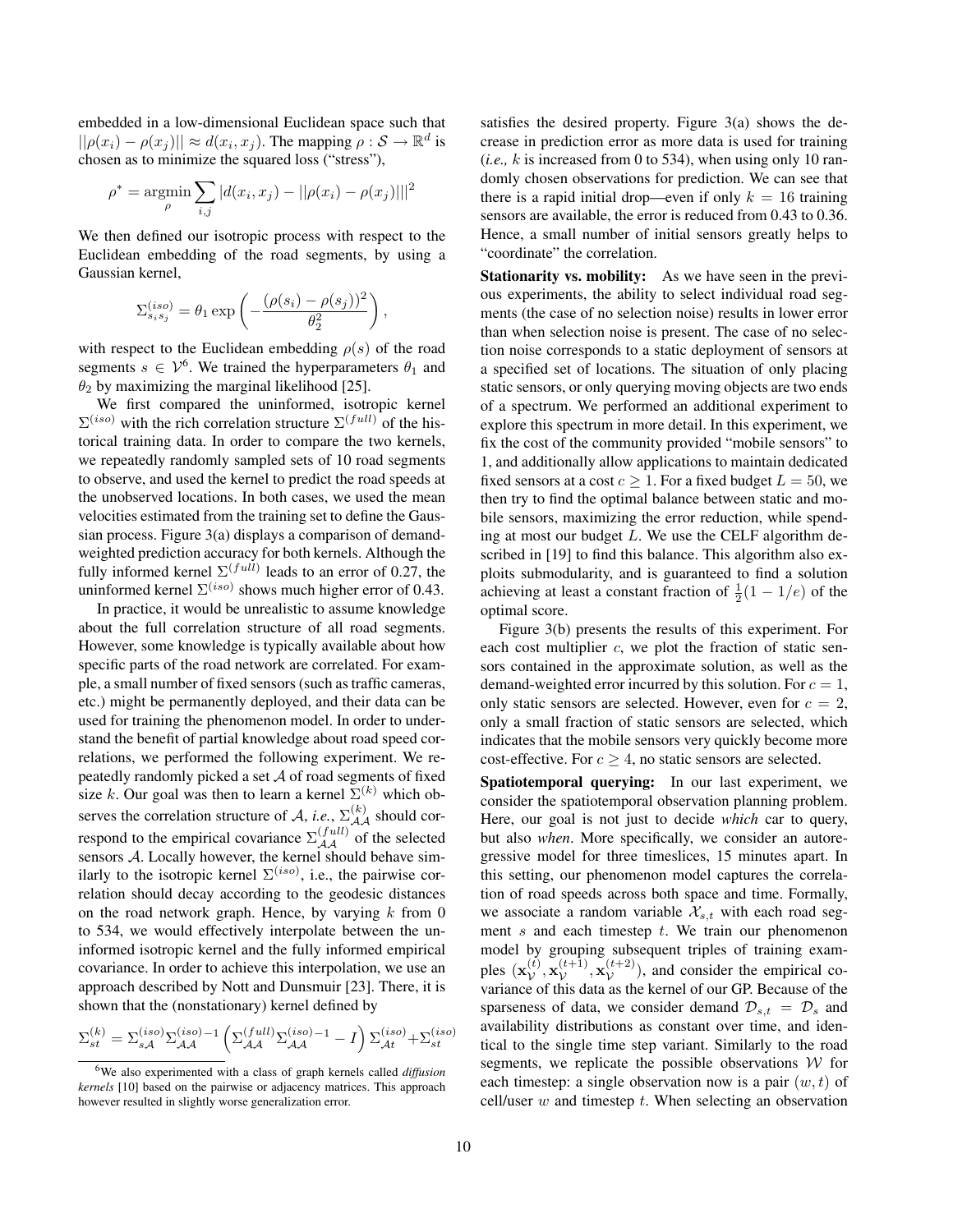embedded in a low-dimensional Euclidean space such that $||\rho(x_i) - \rho(x_j)|| \approx d(x_i, x_j)$. The mapping $\rho : \mathcal{S} \to \mathbb{R}^d$ is chosen as to minimize the squared loss ("stress"),

$$\rho^* = \operatorname*{argmin}_{\rho} \sum_{i,j} |d(x_i, x_j) - ||\rho(x_i) - \rho(x_j)|||^2$$

We then defined our isotropic process with respect to the Euclidean embedding of the road segments, by using a Gaussian kernel,

$$\Sigma^{(iso)}_{s_i s_j} = \theta_1 \exp\left(-\frac{(\rho(s_i) - \rho(s_j))^2}{\theta_2^2}\right),$$

with respect to the Euclidean embedding $\rho(s)$ of the road segments $s \in \mathcal{V}$[6]. We trained the hyperparameters $\theta_1$ and $\theta_2$ by maximizing the marginal likelihood [25].

We first compared the uninformed, isotropic kernel $\Sigma^{(iso)}$ with the rich correlation structure $\Sigma^{(full)}$ of the historical training data. In order to compare the two kernels, we repeatedly randomly sampled sets of 10 road segments to observe, and used the kernel to predict the road speeds at the unobserved locations. In both cases, we used the mean velocities estimated from the training set to define the Gaussian process. Figure 3(a) displays a comparison of demand-weighted prediction accuracy for both kernels. Although the fully informed kernel $\Sigma^{(full)}$ leads to an error of 0.27, the uninformed kernel $\Sigma^{(iso)}$ shows much higher error of 0.43.

In practice, it would be unrealistic to assume knowledge about the full correlation structure of all road segments. However, some knowledge is typically available about how specific parts of the road network are correlated. For example, a small number of fixed sensors (such as traffic cameras, etc.) might be permanently deployed, and their data can be used for training the phenomenon model. In order to understand the benefit of partial knowledge about road speed correlations, we performed the following experiment. We repeatedly randomly picked a set $\mathcal{A}$ of road segments of fixed size $k$. Our goal was then to learn a kernel $\Sigma^{(k)}$ which observes the correlation structure of $\mathcal{A}$, *i.e.*, $\Sigma^{(k)}_{\mathcal{A}\mathcal{A}}$ should correspond to the empirical covariance $\Sigma^{(full)}_{\mathcal{A}\mathcal{A}}$ of the selected sensors $\mathcal{A}$. Locally however, the kernel should behave similarly to the isotropic kernel $\Sigma^{(iso)}$, i.e., the pairwise correlation should decay according to the geodesic distances on the road network graph. Hence, by varying $k$ from 0 to 534, we would effectively interpolate between the uninformed isotropic kernel and the fully informed empirical covariance. In order to achieve this interpolation, we use an approach described by Nott and Dunsmuir [23]. There, it is shown that the (nonstationary) kernel defined by

$$\Sigma^{(k)}_{st} = \Sigma^{(iso)}_{s\mathcal{A}} \Sigma^{(iso)-1}_{\mathcal{A}\mathcal{A}} \left(\Sigma^{(full)}_{\mathcal{A}\mathcal{A}} \Sigma^{(iso)-1}_{\mathcal{A}\mathcal{A}} - I\right) \Sigma^{(iso)}_{\mathcal{A}t} + \Sigma^{(iso)}_{st}$$

satisfies the desired property. Figure 3(a) shows the decrease in prediction error as more data is used for training (*i.e.,* $k$ is increased from 0 to 534), when using only 10 randomly chosen observations for prediction. We can see that there is a rapid initial drop—even if only $k = 16$ training sensors are available, the error is reduced from 0.43 to 0.36. Hence, a small number of initial sensors greatly helps to "coordinate" the correlation.

**Stationarity vs. mobility:** As we have seen in the previous experiments, the ability to select individual road segments (the case of no selection noise) results in lower error than when selection noise is present. The case of no selection noise corresponds to a static deployment of sensors at a specified set of locations. The situation of only placing static sensors, or only querying moving objects are two ends of a spectrum. We performed an additional experiment to explore this spectrum in more detail. In this experiment, we fix the cost of the community provided "mobile sensors" to 1, and additionally allow applications to maintain dedicated fixed sensors at a cost $c \geq 1$. For a fixed budget $L = 50$, we then try to find the optimal balance between static and mobile sensors, maximizing the error reduction, while spending at most our budget $L$. We use the CELF algorithm described in [19] to find this balance. This algorithm also exploits submodularity, and is guaranteed to find a solution achieving at least a constant fraction of $\frac{1}{2}(1 - 1/e)$ of the optimal score.

Figure 3(b) presents the results of this experiment. For each cost multiplier $c$, we plot the fraction of static sensors contained in the approximate solution, as well as the demand-weighted error incurred by this solution. For $c = 1$, only static sensors are selected. However, even for $c = 2$, only a small fraction of static sensors are selected, which indicates that the mobile sensors very quickly become more cost-effective. For $c \geq 4$, no static sensors are selected.

**Spatiotemporal querying:** In our last experiment, we consider the spatiotemporal observation planning problem. Here, our goal is not just to decide *which* car to query, but also *when*. More specifically, we consider an autoregressive model for three timeslices, 15 minutes apart. In this setting, our phenomenon model captures the correlation of road speeds across both space and time. Formally, we associate a random variable $\mathcal{X}_{s,t}$ with each road segment $s$ and each timestep $t$. We train our phenomenon model by grouping subsequent triples of training examples $(\mathbf{x}^{(t)}_{\mathcal{V}}, \mathbf{x}^{(t+1)}_{\mathcal{V}}, \mathbf{x}^{(t+2)}_{\mathcal{V}})$, and consider the empirical covariance of this data as the kernel of our GP. Because of the sparseness of data, we consider demand $\mathcal{D}_{s,t} = \mathcal{D}_s$ and availability distributions as constant over time, and identical to the single time step variant. Similarly to the road segments, we replicate the possible observations $\mathcal{W}$ for each timestep: a single observation now is a pair $(w, t)$ of cell/user $w$ and timestep $t$. When selecting an observation

[6]We also experimented with a class of graph kernels called *diffusion kernels* [10] based on the pairwise or adjacency matrices. This approach however resulted in slightly worse generalization error.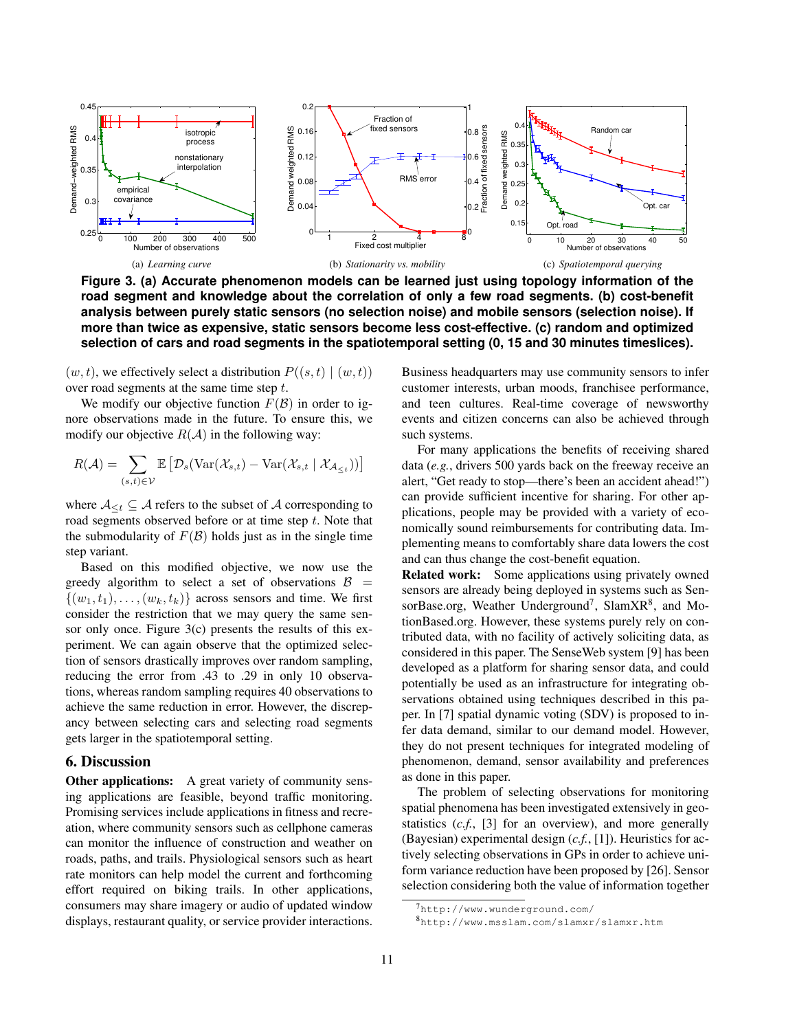0.45
0.4
0.35
0.3
0.25
Demand−weighted RMS
0 100 200 300 400 500
Number of observations
isotropic process
nonstationary interpolation
empirical covariance

(a) *Learning curve*

0.2
0.16
0.12
0.08
0.04
0
Demand weighted RMS
1 2 4 8
Fixed cost multiplier
1
0.8
0.6
0.4
0.2
0
Fraction of fixed sensors
Fraction of fixed sensors
RMS error

(b) *Stationarity vs. mobility*

0.4
0.35
0.3
0.25
0.2
0.15
Demand weighted RMS
0 10 20 30 40 50
Number of observations
Random car
Opt. car
Opt. road

(c) *Spatiotemporal querying*

**Figure 3. (a) Accurate phenomenon models can be learned just using topology information of the road segment and knowledge about the correlation of only a few road segments. (b) cost-benefit analysis between purely static sensors (no selection noise) and mobile sensors (selection noise). If more than twice as expensive, static sensors become less cost-effective. (c) random and optimized selection of cars and road segments in the spatiotemporal setting (0, 15 and 30 minutes timeslices).**

$(w, t)$, we effectively select a distribution $P((s, t) \mid (w, t))$ over road segments at the same time step $t$.

We modify our objective function $F(\mathcal{B})$ in order to ignore observations made in the future. To ensure this, we modify our objective $R(\mathcal{A})$ in the following way:

$$R(\mathcal{A}) = \sum_{(s,t)\in\mathcal{V}} \mathbb{E}\left[\mathcal{D}_s(\mathrm{Var}(\mathcal{X}_{s,t}) - \mathrm{Var}(\mathcal{X}_{s,t} \mid \mathcal{X}_{\mathcal{A}_{\leq t}}))\right]$$

where $\mathcal{A}_{\leq t} \subseteq \mathcal{A}$ refers to the subset of $\mathcal{A}$ corresponding to road segments observed before or at time step $t$. Note that the submodularity of $F(\mathcal{B})$ holds just as in the single time step variant.

Based on this modified objective, we now use the greedy algorithm to select a set of observations $\mathcal{B} = \{(w_1, t_1), \ldots, (w_k, t_k)\}$ across sensors and time. We first consider the restriction that we may query the same sensor only once. Figure 3(c) presents the results of this experiment. We can again observe that the optimized selection of sensors drastically improves over random sampling, reducing the error from .43 to .29 in only 10 observations, whereas random sampling requires 40 observations to achieve the same reduction in error. However, the discrepancy between selecting cars and selecting road segments gets larger in the spatiotemporal setting.

## 6. Discussion

**Other applications:** A great variety of community sensing applications are feasible, beyond traffic monitoring. Promising services include applications in fitness and recreation, where community sensors such as cellphone cameras can monitor the influence of construction and weather on roads, paths, and trails. Physiological sensors such as heart rate monitors can help model the current and forthcoming effort required on biking trails. In other applications, consumers may share imagery or audio of updated window displays, restaurant quality, or service provider interactions. Business headquarters may use community sensors to infer customer interests, urban moods, franchisee performance, and teen cultures. Real-time coverage of newsworthy events and citizen concerns can also be achieved through such systems.

For many applications the benefits of receiving shared data (*e.g.*, drivers 500 yards back on the freeway receive an alert, "Get ready to stop—there's been an accident ahead!") can provide sufficient incentive for sharing. For other applications, people may be provided with a variety of economically sound reimbursements for contributing data. Implementing means to comfortably share data lowers the cost and can thus change the cost-benefit equation.

**Related work:** Some applications using privately owned sensors are already being deployed in systems such as SensorBase.org, Weather Underground[7], SlamXR[8], and MotionBase.org. However, these systems purely rely on contributed data, with no facility of actively soliciting data, as considered in this paper. The SenseWeb system [9] has been developed as a platform for sharing sensor data, and could potentially be used as an infrastructure for integrating observations obtained using techniques described in this paper. In [7] spatial dynamic voting (SDV) is proposed to infer data demand, similar to our demand model. However, they do not present techniques for integrated modeling of phenomenon, demand, sensor availability and preferences as done in this paper.

The problem of selecting observations for monitoring spatial phenomena has been investigated extensively in geostatistics (*c.f.*, [3] for an overview), and more generally (Bayesian) experimental design (*c.f.*, [1]). Heuristics for actively selecting observations in GPs in order to achieve uniform variance reduction have been proposed by [26]. Sensor selection considering both the value of information together

[7] http://www.wunderground.com/

[8] http://www.msslam.com/slamxr/slamxr.htm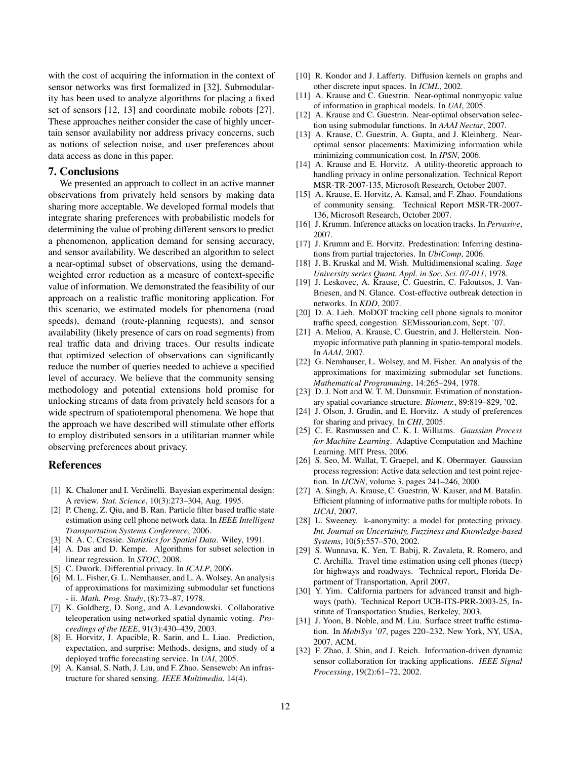with the cost of acquiring the information in the context of sensor networks was first formalized in [32]. Submodularity has been used to analyze algorithms for placing a fixed set of sensors [12, 13] and coordinate mobile robots [27]. These approaches neither consider the case of highly uncertain sensor availability nor address privacy concerns, such as notions of selection noise, and user preferences about data access as done in this paper.

## 7. Conclusions

We presented an approach to collect in an active manner observations from privately held sensors by making data sharing more acceptable. We developed formal models that integrate sharing preferences with probabilistic models for determining the value of probing different sensors to predict a phenomenon, application demand for sensing accuracy, and sensor availability. We described an algorithm to select a near-optimal subset of observations, using the demand-weighted error reduction as a measure of context-specific value of information. We demonstrated the feasibility of our approach on a realistic traffic monitoring application. For this scenario, we estimated models for phenomena (road speeds), demand (route-planning requests), and sensor availability (likely presence of cars on road segments) from real traffic data and driving traces. Our results indicate that optimized selection of observations can significantly reduce the number of queries needed to achieve a specified level of accuracy. We believe that the community sensing methodology and potential extensions hold promise for unlocking streams of data from privately held sensors for a wide spectrum of spatiotemporal phenomena. We hope that the approach we have described will stimulate other efforts to employ distributed sensors in a utilitarian manner while observing preferences about privacy.

## References

[1] K. Chaloner and I. Verdinelli. Bayesian experimental design: A review. *Stat. Science*, 10(3):273–304, Aug. 1995.

[2] P. Cheng, Z. Qiu, and B. Ran. Particle filter based traffic state estimation using cell phone network data. In *IEEE Intelligent Transportation Systems Conference*, 2006.

[3] N. A. C. Cressie. *Statistics for Spatial Data*. Wiley, 1991.

[4] A. Das and D. Kempe. Algorithms for subset selection in linear regression. In *STOC*, 2008.

[5] C. Dwork. Differential privacy. In *ICALP*, 2006.

[6] M. L. Fisher, G. L. Nemhauser, and L. A. Wolsey. An analysis of approximations for maximizing submodular set functions - ii. *Math. Prog. Study*, (8):73–87, 1978.

[7] K. Goldberg, D. Song, and A. Levandowski. Collaborative teleoperation using networked spatial dynamic voting. *Proceedings of the IEEE*, 91(3):430–439, 2003.

[8] E. Horvitz, J. Apacible, R. Sarin, and L. Liao. Prediction, expectation, and surprise: Methods, designs, and study of a deployed traffic forecasting service. In *UAI*, 2005.

[9] A. Kansal, S. Nath, J. Liu, and F. Zhao. Senseweb: An infrastructure for shared sensing. *IEEE Multimedia*, 14(4).

[10] R. Kondor and J. Lafferty. Diffusion kernels on graphs and other discrete input spaces. In *ICML*, 2002.

[11] A. Krause and C. Guestrin. Near-optimal nonmyopic value of information in graphical models. In *UAI*, 2005.

[12] A. Krause and C. Guestrin. Near-optimal observation selection using submodular functions. In *AAAI Nectar*, 2007.

[13] A. Krause, C. Guestrin, A. Gupta, and J. Kleinberg. Near-optimal sensor placements: Maximizing information while minimizing communication cost. In *IPSN*, 2006.

[14] A. Krause and E. Horvitz. A utility-theoretic approach to handling privacy in online personalization. Technical Report MSR-TR-2007-135, Microsoft Research, October 2007.

[15] A. Krause, E. Horvitz, A. Kansal, and F. Zhao. Foundations of community sensing. Technical Report MSR-TR-2007-136, Microsoft Research, October 2007.

[16] J. Krumm. Inference attacks on location tracks. In *Pervasive*, 2007.

[17] J. Krumm and E. Horvitz. Predestination: Inferring destinations from partial trajectories. In *UbiComp*, 2006.

[18] J. B. Kruskal and M. Wish. Multidimensional scaling. *Sage University series Quant. Appl. in Soc. Sci. 07-011*, 1978.

[19] J. Leskovec, A. Krause, C. Guestrin, C. Faloutsos, J. VanBriesen, and N. Glance. Cost-effective outbreak detection in networks. In *KDD*, 2007.

[20] D. A. Lieb. MoDOT tracking cell phone signals to monitor traffic speed, congestion. SEMissourian.com, Sept. '07.

[21] A. Meliou, A. Krause, C. Guestrin, and J. Hellerstein. Nonmyopic informative path planning in spatio-temporal models. In *AAAI*, 2007.

[22] G. Nemhauser, L. Wolsey, and M. Fisher. An analysis of the approximations for maximizing submodular set functions. *Mathematical Programming*, 14:265–294, 1978.

[23] D. J. Nott and W. T. M. Dunsmuir. Estimation of nonstationary spatial covariance structure. *Biometr.*, 89:819–829, '02.

[24] J. Olson, J. Grudin, and E. Horvitz. A study of preferences for sharing and privacy. In *CHI*, 2005.

[25] C. E. Rasmussen and C. K. I. Williams. *Gaussian Process for Machine Learning*. Adaptive Computation and Machine Learning. MIT Press, 2006.

[26] S. Seo, M. Wallat, T. Graepel, and K. Obermayer. Gaussian process regression: Active data selection and test point rejection. In *IJCNN*, volume 3, pages 241–246, 2000.

[27] A. Singh, A. Krause, C. Guestrin, W. Kaiser, and M. Batalin. Efficient planning of informative paths for multiple robots. In *IJCAI*, 2007.

[28] L. Sweeney. k-anonymity: a model for protecting privacy. *Int. Journal on Uncertainty, Fuzziness and Knowledge-based Systems*, 10(5):557–570, 2002.

[29] S. Wunnava, K. Yen, T. Babij, R. Zavaleta, R. Romero, and C. Archilla. Travel time estimation using cell phones (ttecp) for highways and roadways. Technical report, Florida Department of Transportation, April 2007.

[30] Y. Yim. California partners for advanced transit and highways (path). Technical Report UCB-ITS-PRR-2003-25, Institute of Transportation Studies, Berkeley, 2003.

[31] J. Yoon, B. Noble, and M. Liu. Surface street traffic estimation. In *MobiSys '07*, pages 220–232, New York, NY, USA, 2007. ACM.

[32] F. Zhao, J. Shin, and J. Reich. Information-driven dynamic sensor collaboration for tracking applications. *IEEE Signal Processing*, 19(2):61–72, 2002.